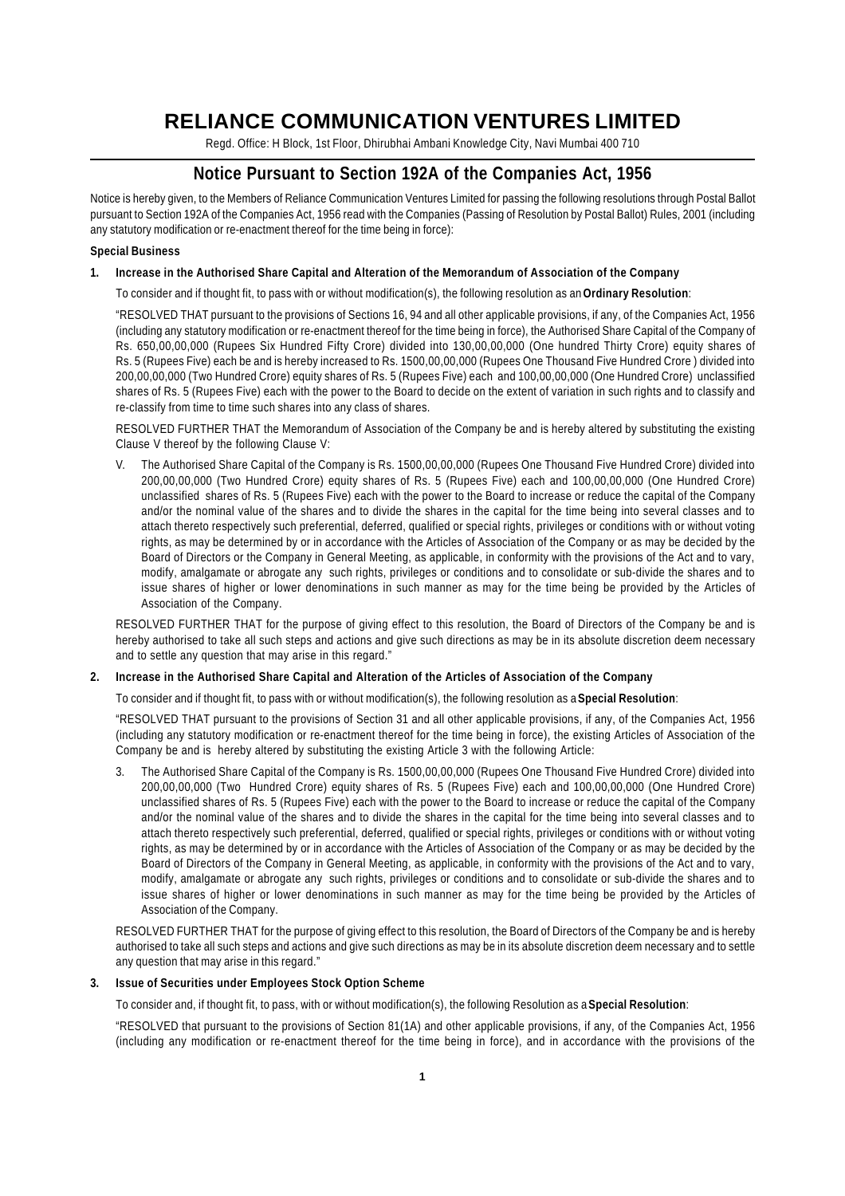# RELIANCE COMMUNICATION VENTURES LIMITED

Regd. Office: H Block, 1st Floor, Dhirubhai Ambani Knowledge City, Navi Mumbai 400 710

## Notice Pursuant to Section 192A of the Companies Act, 1956

Notice is hereby given, to the Members of Reliance Communication Ventures Limited for passing the following resolutions through Postal Ballot pursuant to Section 192A of the Companies Act, 1956 read with the Companies (Passing of Resolution by Postal Ballot) Rules, 2001 (including any statutory modification or re-enactment thereof for the time being in force):

**Special Business**

**1. Increase in the Authorised Share Capital and Alteration of the Memorandum of Association of the Company**

To consider and if thought fit, to pass with or without modification(s), the following resolution as an **Ordinary Resolution**:

"RESOLVED THAT pursuant to the provisions of Sections 16, 94 and all other applicable provisions, if any, of the Companies Act, 1956 (including any statutory modification or re-enactment thereof for the time being in force), the Authorised Share Capital of the Company of Rs. 650,00,00,000 (Rupees Six Hundred Fifty Crore) divided into 130,00,00,000 (One hundred Thirty Crore) equity shares of Rs. 5 (Rupees Five) each be and is hereby increased to Rs. 1500,00,00,000 (Rupees One Thousand Five Hundred Crore ) divided into 200,00,00,000 (Two Hundred Crore) equity shares of Rs. 5 (Rupees Five) each and 100,00,00,000 (One Hundred Crore) unclassified shares of Rs. 5 (Rupees Five) each with the power to the Board to decide on the extent of variation in such rights and to classify and re-classify from time to time such shares into any class of shares.

RESOLVED FURTHER THAT the Memorandum of Association of the Company be and is hereby altered by substituting the existing Clause V thereof by the following Clause V:

V. The Authorised Share Capital of the Company is Rs. 1500,00,00,000 (Rupees One Thousand Five Hundred Crore) divided into 200,00,00,000 (Two Hundred Crore) equity shares of Rs. 5 (Rupees Five) each and 100,00,00,000 (One Hundred Crore) unclassified shares of Rs. 5 (Rupees Five) each with the power to the Board to increase or reduce the capital of the Company and/or the nominal value of the shares and to divide the shares in the capital for the time being into several classes and to attach thereto respectively such preferential, deferred, qualified or special rights, privileges or conditions with or without voting rights, as may be determined by or in accordance with the Articles of Association of the Company or as may be decided by the Board of Directors or the Company in General Meeting, as applicable, in conformity with the provisions of the Act and to vary, modify, amalgamate or abrogate any such rights, privileges or conditions and to consolidate or sub-divide the shares and to issue shares of higher or lower denominations in such manner as may for the time being be provided by the Articles of Association of the Company.

RESOLVED FURTHER THAT for the purpose of giving effect to this resolution, the Board of Directors of the Company be and is hereby authorised to take all such steps and actions and give such directions as may be in its absolute discretion deem necessary and to settle any question that may arise in this regard."

**2. Increase in the Authorised Share Capital and Alteration of the Articles of Association of the Company**

To consider and if thought fit, to pass with or without modification(s), the following resolution as a **Special Resolution**:

"RESOLVED THAT pursuant to the provisions of Section 31 and all other applicable provisions, if any, of the Companies Act, 1956 (including any statutory modification or re-enactment thereof for the time being in force), the existing Articles of Association of the Company be and is hereby altered by substituting the existing Article 3 with the following Article:

3. The Authorised Share Capital of the Company is Rs. 1500,00,00,000 (Rupees One Thousand Five Hundred Crore) divided into 200,00,00,000 (Two Hundred Crore) equity shares of Rs. 5 (Rupees Five) each and 100,00,00,000 (One Hundred Crore) unclassified shares of Rs. 5 (Rupees Five) each with the power to the Board to increase or reduce the capital of the Company and/or the nominal value of the shares and to divide the shares in the capital for the time being into several classes and to attach thereto respectively such preferential, deferred, qualified or special rights, privileges or conditions with or without voting rights, as may be determined by or in accordance with the Articles of Association of the Company or as may be decided by the Board of Directors of the Company in General Meeting, as applicable, in conformity with the provisions of the Act and to vary, modify, amalgamate or abrogate any such rights, privileges or conditions and to consolidate or sub-divide the shares and to issue shares of higher or lower denominations in such manner as may for the time being be provided by the Articles of Association of the Company.

RESOLVED FURTHER THAT for the purpose of giving effect to this resolution, the Board of Directors of the Company be and is hereby authorised to take all such steps and actions and give such directions as may be in its absolute discretion deem necessary and to settle any question that may arise in this regard."

**3. Issue of Securities under Employees Stock Option Scheme**

To consider and, if thought fit, to pass, with or without modification(s), the following Resolution as a **Special Resolution**:

"RESOLVED that pursuant to the provisions of Section 81(1A) and other applicable provisions, if any, of the Companies Act, 1956 (including any modification or re-enactment thereof for the time being in force), and in accordance with the provisions of the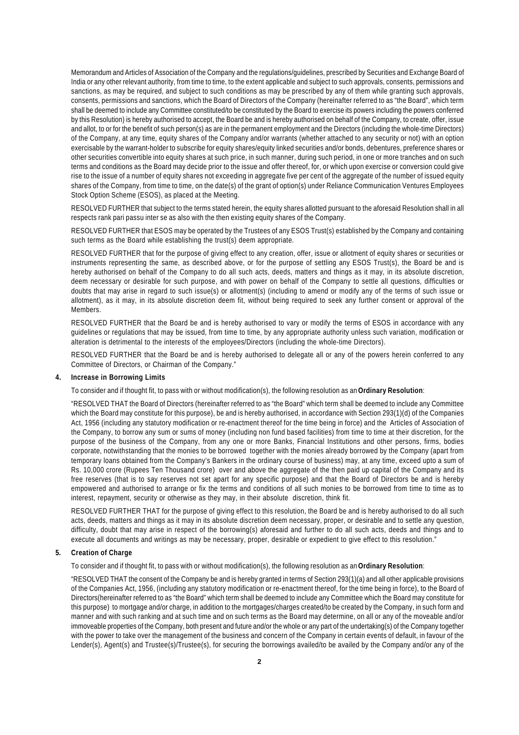Memorandum and Articles of Association of the Company and the regulations/guidelines, prescribed by Securities and Exchange Board of India or any other relevant authority, from time to time, to the extent applicable and subject to such approvals, consents, permissions and sanctions, as may be required, and subject to such conditions as may be prescribed by any of them while granting such approvals, consents, permissions and sanctions, which the Board of Directors of the Company (hereinafter referred to as "the Board", which term shall be deemed to include any Committee constituted/to be constituted by the Board to exercise its powers including the powers conferred by this Resolution) is hereby authorised to accept, the Board be and is hereby authorised on behalf of the Company, to create, offer, issue and allot, to or for the benefit of such person(s) as are in the permanent employment and the Directors (including the whole-time Directors) of the Company, at any time, equity shares of the Company and/or warrants (whether attached to any security or not) with an option exercisable by the warrant-holder to subscribe for equity shares/equity linked securities and/or bonds, debentures, preference shares or other securities convertible into equity shares at such price, in such manner, during such period, in one or more tranches and on such terms and conditions as the Board may decide prior to the issue and offer thereof, for, or which upon exercise or conversion could give rise to the issue of a number of equity shares not exceeding in aggregate five per cent of the aggregate of the number of issued equity shares of the Company, from time to time, on the date(s) of the grant of option(s) under Reliance Communication Ventures Employees Stock Option Scheme (ESOS), as placed at the Meeting.

RESOLVED FURTHER that subject to the terms stated herein, the equity shares allotted pursuant to the aforesaid Resolution shall in all respects rank pari passu inter se as also with the then existing equity shares of the Company.

RESOLVED FURTHER that ESOS may be operated by the Trustees of any ESOS Trust(s) established by the Company and containing such terms as the Board while establishing the trust(s) deem appropriate.

RESOLVED FURTHER that for the purpose of giving effect to any creation, offer, issue or allotment of equity shares or securities or instruments representing the same, as described above, or for the purpose of settling any ESOS Trust(s), the Board be and is hereby authorised on behalf of the Company to do all such acts, deeds, matters and things as it may, in its absolute discretion, deem necessary or desirable for such purpose, and with power on behalf of the Company to settle all questions, difficulties or doubts that may arise in regard to such issue(s) or allotment(s) (including to amend or modify any of the terms of such issue or allotment), as it may, in its absolute discretion deem fit, without being required to seek any further consent or approval of the Members.

RESOLVED FURTHER that the Board be and is hereby authorised to vary or modify the terms of ESOS in accordance with any guidelines or regulations that may be issued, from time to time, by any appropriate authority unless such variation, modification or alteration is detrimental to the interests of the employees/Directors (including the whole-time Directors).

RESOLVED FURTHER that the Board be and is hereby authorised to delegate all or any of the powers herein conferred to any Committee of Directors, or Chairman of the Company."

**4. Increase in Borrowing Limits**

To consider and if thought fit, to pass with or without modification(s), the following resolution as an **Ordinary Resolution**:

"RESOLVED THAT the Board of Directors (hereinafter referred to as "the Board" which term shall be deemed to include any Committee which the Board may constitute for this purpose), be and is hereby authorised, in accordance with Section 293(1)(d) of the Companies Act, 1956 (including any statutory modification or re-enactment thereof for the time being in force) and the Articles of Association of the Company, to borrow any sum or sums of money (including non fund based facilities) from time to time at their discretion, for the purpose of the business of the Company, from any one or more Banks, Financial Institutions and other persons, firms, bodies corporate, notwithstanding that the monies to be borrowed together with the monies already borrowed by the Company (apart from temporary loans obtained from the Company's Bankers in the ordinary course of business) may, at any time, exceed upto a sum of Rs. 10,000 crore (Rupees Ten Thousand crore) over and above the aggregate of the then paid up capital of the Company and its free reserves (that is to say reserves not set apart for any specific purpose) and that the Board of Directors be and is hereby empowered and authorised to arrange or fix the terms and conditions of all such monies to be borrowed from time to time as to interest, repayment, security or otherwise as they may, in their absolute discretion, think fit.

RESOLVED FURTHER THAT for the purpose of giving effect to this resolution, the Board be and is hereby authorised to do all such acts, deeds, matters and things as it may in its absolute discretion deem necessary, proper, or desirable and to settle any question, difficulty, doubt that may arise in respect of the borrowing(s) aforesaid and further to do all such acts, deeds and things and to execute all documents and writings as may be necessary, proper, desirable or expedient to give effect to this resolution."

**5. Creation of Charge**

To consider and if thought fit, to pass with or without modification(s), the following resolution as an **Ordinary Resolution**:

"RESOLVED THAT the consent of the Company be and is hereby granted in terms of Section 293(1)(a) and all other applicable provisions of the Companies Act, 1956, (including any statutory modification or re-enactment thereof, for the time being in force), to the Board of Directors(hereinafter referred to as "the Board" which term shall be deemed to include any Committee which the Board may constitute for this purpose) to mortgage and/or charge, in addition to the mortgages/charges created/to be created by the Company, in such form and manner and with such ranking and at such time and on such terms as the Board may determine, on all or any of the moveable and/or immoveable properties of the Company, both present and future and/or the whole or any part of the undertaking(s) of the Company together with the power to take over the management of the business and concern of the Company in certain events of default, in favour of the Lender(s), Agent(s) and Trustee(s)/Trustee(s), for securing the borrowings availed/to be availed by the Company and/or any of the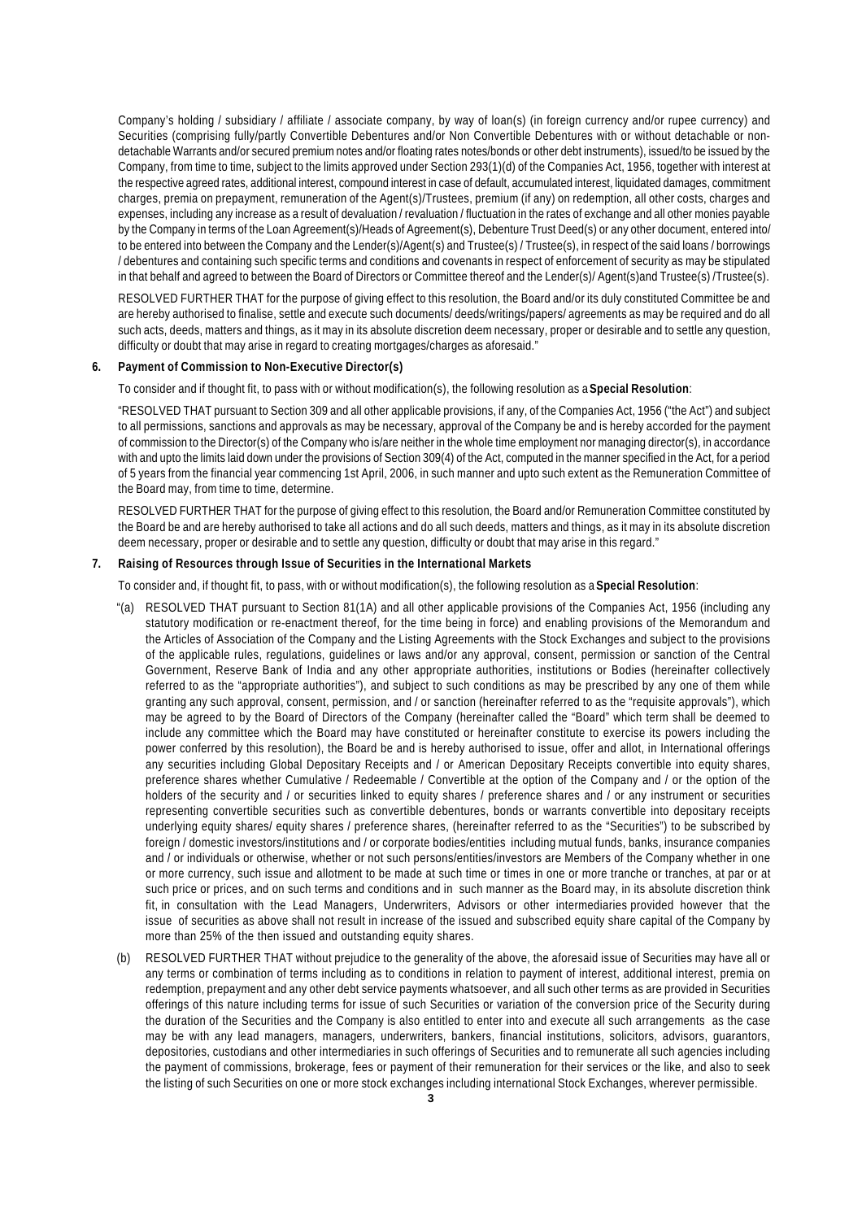Company's holding / subsidiary / affiliate / associate company, by way of loan(s) (in foreign currency and/or rupee currency) and Securities (comprising fully/partly Convertible Debentures and/or Non Convertible Debentures with or without detachable or non-detachable Warrants and/or secured premium notes and/or floating rates notes/bonds or other debt instruments), issued/to be issued by the Company, from time to time, subject to the limits approved under Section 293(1)(d) of the Companies Act, 1956, together with interest at the respective agreed rates, additional interest, compound interest in case of default, accumulated interest, liquidated damages, commitment charges, premia on prepayment, remuneration of the Agent(s)/Trustees, premium (if any) on redemption, all other costs, charges and expenses, including any increase as a result of devaluation / revaluation / fluctuation in the rates of exchange and all other monies payable by the Company in terms of the Loan Agreement(s)/Heads of Agreement(s), Debenture Trust Deed(s) or any other document, entered into/ to be entered into between the Company and the Lender(s)/Agent(s) and Trustee(s) / Trustee(s), in respect of the said loans / borrowings / debentures and containing such specific terms and conditions and covenants in respect of enforcement of security as may be stipulated in that behalf and agreed to between the Board of Directors or Committee thereof and the Lender(s)/ Agent(s)and Trustee(s) /Trustee(s).

RESOLVED FURTHER THAT for the purpose of giving effect to this resolution, the Board and/or its duly constituted Committee be and are hereby authorised to finalise, settle and execute such documents/ deeds/writings/papers/ agreements as may be required and do all such acts, deeds, matters and things, as it may in its absolute discretion deem necessary, proper or desirable and to settle any question, difficulty or doubt that may arise in regard to creating mortgages/charges as aforesaid."

**6. Payment of Commission to Non-Executive Director(s)**

To consider and if thought fit, to pass with or without modification(s), the following resolution as a **Special Resolution**:

"RESOLVED THAT pursuant to Section 309 and all other applicable provisions, if any, of the Companies Act, 1956 ("the Act") and subject to all permissions, sanctions and approvals as may be necessary, approval of the Company be and is hereby accorded for the payment of commission to the Director(s) of the Company who is/are neither in the whole time employment nor managing director(s), in accordance with and upto the limits laid down under the provisions of Section 309(4) of the Act, computed in the manner specified in the Act, for a period of 5 years from the financial year commencing 1st April, 2006, in such manner and upto such extent as the Remuneration Committee of the Board may, from time to time, determine.

RESOLVED FURTHER THAT for the purpose of giving effect to this resolution, the Board and/or Remuneration Committee constituted by the Board be and are hereby authorised to take all actions and do all such deeds, matters and things, as it may in its absolute discretion deem necessary, proper or desirable and to settle any question, difficulty or doubt that may arise in this regard."

**7. Raising of Resources through Issue of Securities in the International Markets**

To consider and, if thought fit, to pass, with or without modification(s), the following resolution as a **Special Resolution**:

"(a) RESOLVED THAT pursuant to Section 81(1A) and all other applicable provisions of the Companies Act, 1956 (including any statutory modification or re-enactment thereof, for the time being in force) and enabling provisions of the Memorandum and the Articles of Association of the Company and the Listing Agreements with the Stock Exchanges and subject to the provisions of the applicable rules, regulations, guidelines or laws and/or any approval, consent, permission or sanction of the Central Government, Reserve Bank of India and any other appropriate authorities, institutions or Bodies (hereinafter collectively referred to as the "appropriate authorities"), and subject to such conditions as may be prescribed by any one of them while granting any such approval, consent, permission, and / or sanction (hereinafter referred to as the "requisite approvals"), which may be agreed to by the Board of Directors of the Company (hereinafter called the "Board" which term shall be deemed to include any committee which the Board may have constituted or hereinafter constitute to exercise its powers including the power conferred by this resolution), the Board be and is hereby authorised to issue, offer and allot, in International offerings any securities including Global Depositary Receipts and / or American Depositary Receipts convertible into equity shares, preference shares whether Cumulative / Redeemable / Convertible at the option of the Company and / or the option of the holders of the security and / or securities linked to equity shares / preference shares and / or any instrument or securities representing convertible securities such as convertible debentures, bonds or warrants convertible into depositary receipts underlying equity shares/ equity shares / preference shares, (hereinafter referred to as the "Securities") to be subscribed by foreign / domestic investors/institutions and / or corporate bodies/entities including mutual funds, banks, insurance companies and / or individuals or otherwise, whether or not such persons/entities/investors are Members of the Company whether in one or more currency, such issue and allotment to be made at such time or times in one or more tranche or tranches, at par or at such price or prices, and on such terms and conditions and in such manner as the Board may, in its absolute discretion think fit, in consultation with the Lead Managers, Underwriters, Advisors or other intermediaries provided however that the issue of securities as above shall not result in increase of the issued and subscribed equity share capital of the Company by more than 25% of the then issued and outstanding equity shares.

(b) RESOLVED FURTHER THAT without prejudice to the generality of the above, the aforesaid issue of Securities may have all or any terms or combination of terms including as to conditions in relation to payment of interest, additional interest, premia on redemption, prepayment and any other debt service payments whatsoever, and all such other terms as are provided in Securities offerings of this nature including terms for issue of such Securities or variation of the conversion price of the Security during the duration of the Securities and the Company is also entitled to enter into and execute all such arrangements as the case may be with any lead managers, managers, underwriters, bankers, financial institutions, solicitors, advisors, guarantors, depositories, custodians and other intermediaries in such offerings of Securities and to remunerate all such agencies including the payment of commissions, brokerage, fees or payment of their remuneration for their services or the like, and also to seek the listing of such Securities on one or more stock exchanges including international Stock Exchanges, wherever permissible.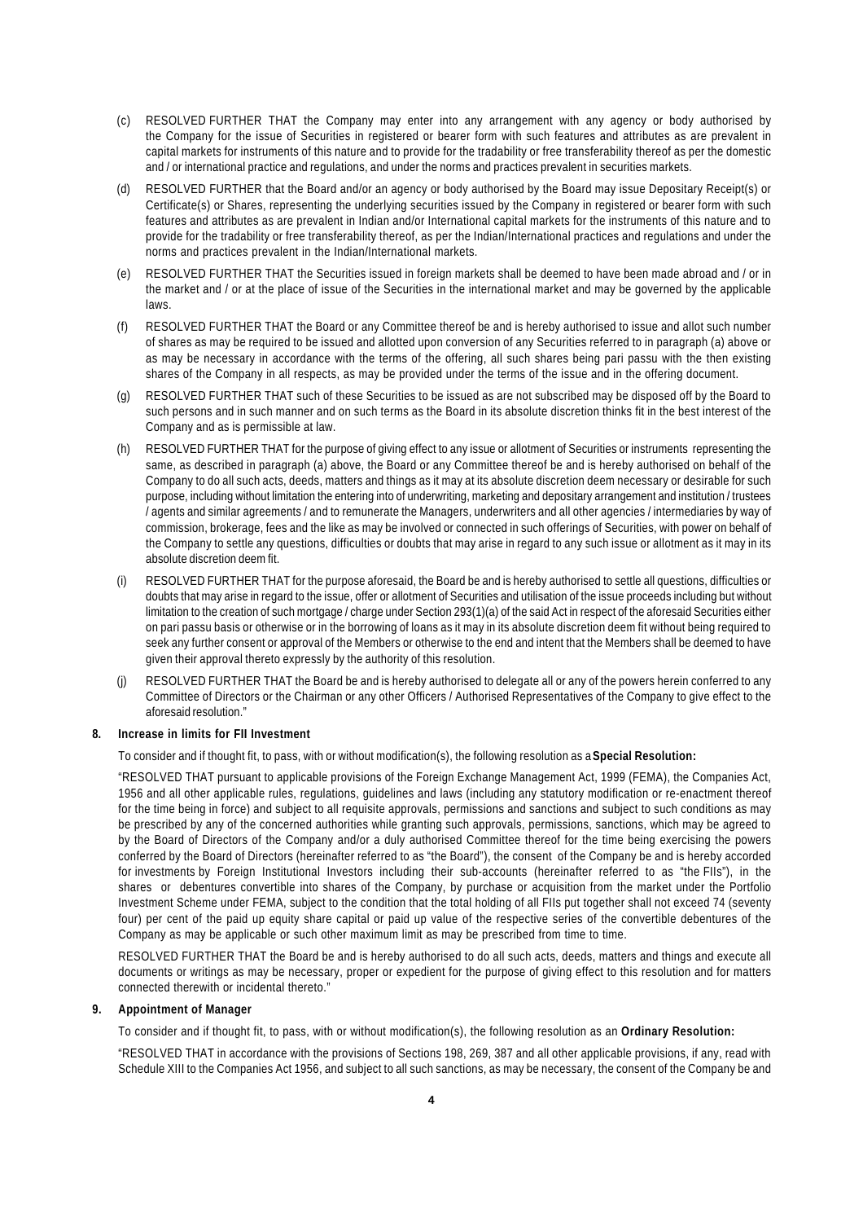(c) RESOLVED FURTHER THAT the Company may enter into any arrangement with any agency or body authorised by the Company for the issue of Securities in registered or bearer form with such features and attributes as are prevalent in capital markets for instruments of this nature and to provide for the tradability or free transferability thereof as per the domestic and / or international practice and regulations, and under the norms and practices prevalent in securities markets.

(d) RESOLVED FURTHER that the Board and/or an agency or body authorised by the Board may issue Depositary Receipt(s) or Certificate(s) or Shares, representing the underlying securities issued by the Company in registered or bearer form with such features and attributes as are prevalent in Indian and/or International capital markets for the instruments of this nature and to provide for the tradability or free transferability thereof, as per the Indian/International practices and regulations and under the norms and practices prevalent in the Indian/International markets.

(e) RESOLVED FURTHER THAT the Securities issued in foreign markets shall be deemed to have been made abroad and / or in the market and / or at the place of issue of the Securities in the international market and may be governed by the applicable laws.

(f) RESOLVED FURTHER THAT the Board or any Committee thereof be and is hereby authorised to issue and allot such number of shares as may be required to be issued and allotted upon conversion of any Securities referred to in paragraph (a) above or as may be necessary in accordance with the terms of the offering, all such shares being pari passu with the then existing shares of the Company in all respects, as may be provided under the terms of the issue and in the offering document.

(g) RESOLVED FURTHER THAT such of these Securities to be issued as are not subscribed may be disposed off by the Board to such persons and in such manner and on such terms as the Board in its absolute discretion thinks fit in the best interest of the Company and as is permissible at law.

(h) RESOLVED FURTHER THAT for the purpose of giving effect to any issue or allotment of Securities or instruments representing the same, as described in paragraph (a) above, the Board or any Committee thereof be and is hereby authorised on behalf of the Company to do all such acts, deeds, matters and things as it may at its absolute discretion deem necessary or desirable for such purpose, including without limitation the entering into of underwriting, marketing and depositary arrangement and institution / trustees / agents and similar agreements / and to remunerate the Managers, underwriters and all other agencies / intermediaries by way of commission, brokerage, fees and the like as may be involved or connected in such offerings of Securities, with power on behalf of the Company to settle any questions, difficulties or doubts that may arise in regard to any such issue or allotment as it may in its absolute discretion deem fit.

(i) RESOLVED FURTHER THAT for the purpose aforesaid, the Board be and is hereby authorised to settle all questions, difficulties or doubts that may arise in regard to the issue, offer or allotment of Securities and utilisation of the issue proceeds including but without limitation to the creation of such mortgage / charge under Section 293(1)(a) of the said Act in respect of the aforesaid Securities either on pari passu basis or otherwise or in the borrowing of loans as it may in its absolute discretion deem fit without being required to seek any further consent or approval of the Members or otherwise to the end and intent that the Members shall be deemed to have given their approval thereto expressly by the authority of this resolution.

(j) RESOLVED FURTHER THAT the Board be and is hereby authorised to delegate all or any of the powers herein conferred to any Committee of Directors or the Chairman or any other Officers / Authorised Representatives of the Company to give effect to the aforesaid resolution."

**8. Increase in limits for FII Investment**

To consider and if thought fit, to pass, with or without modification(s), the following resolution as a **Special Resolution:**

"RESOLVED THAT pursuant to applicable provisions of the Foreign Exchange Management Act, 1999 (FEMA), the Companies Act, 1956 and all other applicable rules, regulations, guidelines and laws (including any statutory modification or re-enactment thereof for the time being in force) and subject to all requisite approvals, permissions and sanctions and subject to such conditions as may be prescribed by any of the concerned authorities while granting such approvals, permissions, sanctions, which may be agreed to by the Board of Directors of the Company and/or a duly authorised Committee thereof for the time being exercising the powers conferred by the Board of Directors (hereinafter referred to as "the Board"), the consent of the Company be and is hereby accorded for investments by Foreign Institutional Investors including their sub-accounts (hereinafter referred to as "the FIIs"), in the shares or debentures convertible into shares of the Company, by purchase or acquisition from the market under the Portfolio Investment Scheme under FEMA, subject to the condition that the total holding of all FIIs put together shall not exceed 74 (seventy four) per cent of the paid up equity share capital or paid up value of the respective series of the convertible debentures of the Company as may be applicable or such other maximum limit as may be prescribed from time to time.

RESOLVED FURTHER THAT the Board be and is hereby authorised to do all such acts, deeds, matters and things and execute all documents or writings as may be necessary, proper or expedient for the purpose of giving effect to this resolution and for matters connected therewith or incidental thereto."

**9. Appointment of Manager**

To consider and if thought fit, to pass, with or without modification(s), the following resolution as an **Ordinary Resolution:**

"RESOLVED THAT in accordance with the provisions of Sections 198, 269, 387 and all other applicable provisions, if any, read with Schedule XIII to the Companies Act 1956, and subject to all such sanctions, as may be necessary, the consent of the Company be and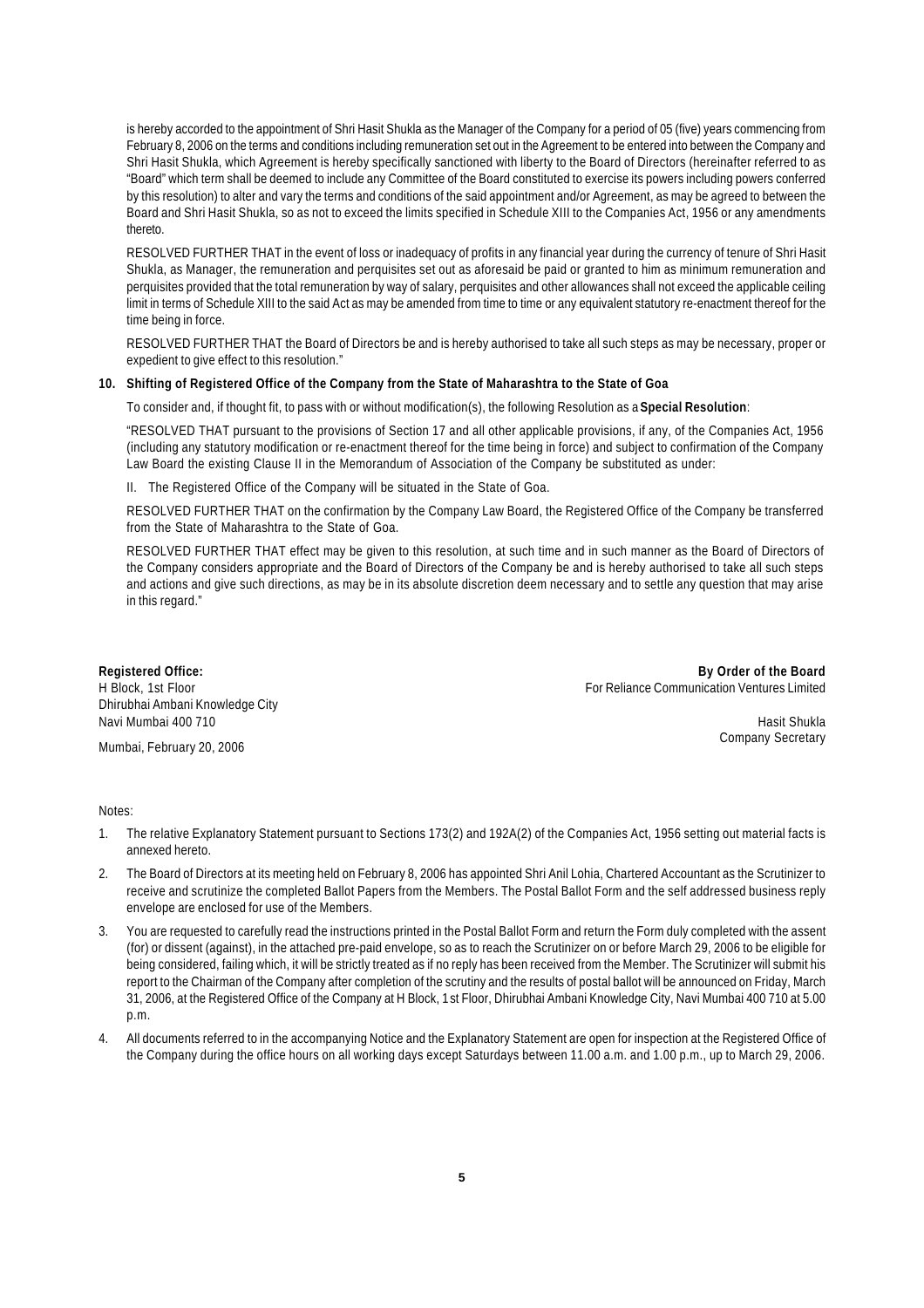is hereby accorded to the appointment of Shri Hasit Shukla as the Manager of the Company for a period of 05 (five) years commencing from February 8, 2006 on the terms and conditions including remuneration set out in the Agreement to be entered into between the Company and Shri Hasit Shukla, which Agreement is hereby specifically sanctioned with liberty to the Board of Directors (hereinafter referred to as "Board" which term shall be deemed to include any Committee of the Board constituted to exercise its powers including powers conferred by this resolution) to alter and vary the terms and conditions of the said appointment and/or Agreement, as may be agreed to between the Board and Shri Hasit Shukla, so as not to exceed the limits specified in Schedule XIII to the Companies Act, 1956 or any amendments thereto.

RESOLVED FURTHER THAT in the event of loss or inadequacy of profits in any financial year during the currency of tenure of Shri Hasit Shukla, as Manager, the remuneration and perquisites set out as aforesaid be paid or granted to him as minimum remuneration and perquisites provided that the total remuneration by way of salary, perquisites and other allowances shall not exceed the applicable ceiling limit in terms of Schedule XIII to the said Act as may be amended from time to time or any equivalent statutory re-enactment thereof for the time being in force.

RESOLVED FURTHER THAT the Board of Directors be and is hereby authorised to take all such steps as may be necessary, proper or expedient to give effect to this resolution."

**10. Shifting of Registered Office of the Company from the State of Maharashtra to the State of Goa**

To consider and, if thought fit, to pass with or without modification(s), the following Resolution as a **Special Resolution**:

"RESOLVED THAT pursuant to the provisions of Section 17 and all other applicable provisions, if any, of the Companies Act, 1956 (including any statutory modification or re-enactment thereof for the time being in force) and subject to confirmation of the Company Law Board the existing Clause II in the Memorandum of Association of the Company be substituted as under:

II. The Registered Office of the Company will be situated in the State of Goa.

RESOLVED FURTHER THAT on the confirmation by the Company Law Board, the Registered Office of the Company be transferred from the State of Maharashtra to the State of Goa.

RESOLVED FURTHER THAT effect may be given to this resolution, at such time and in such manner as the Board of Directors of the Company considers appropriate and the Board of Directors of the Company be and is hereby authorised to take all such steps and actions and give such directions, as may be in its absolute discretion deem necessary and to settle any question that may arise in this regard."

**Registered Office:**
H Block, 1st Floor
Dhirubhai Ambani Knowledge City
Navi Mumbai 400 710

Mumbai, February 20, 2006

**By Order of the Board**
For Reliance Communication Ventures Limited

Hasit Shukla
Company Secretary

Notes:

1. The relative Explanatory Statement pursuant to Sections 173(2) and 192A(2) of the Companies Act, 1956 setting out material facts is annexed hereto.
2. The Board of Directors at its meeting held on February 8, 2006 has appointed Shri Anil Lohia, Chartered Accountant as the Scrutinizer to receive and scrutinize the completed Ballot Papers from the Members. The Postal Ballot Form and the self addressed business reply envelope are enclosed for use of the Members.
3. You are requested to carefully read the instructions printed in the Postal Ballot Form and return the Form duly completed with the assent (for) or dissent (against), in the attached pre-paid envelope, so as to reach the Scrutinizer on or before March 29, 2006 to be eligible for being considered, failing which, it will be strictly treated as if no reply has been received from the Member. The Scrutinizer will submit his report to the Chairman of the Company after completion of the scrutiny and the results of postal ballot will be announced on Friday, March 31, 2006, at the Registered Office of the Company at H Block, 1st Floor, Dhirubhai Ambani Knowledge City, Navi Mumbai 400 710 at 5.00 p.m.
4. All documents referred to in the accompanying Notice and the Explanatory Statement are open for inspection at the Registered Office of the Company during the office hours on all working days except Saturdays between 11.00 a.m. and 1.00 p.m., up to March 29, 2006.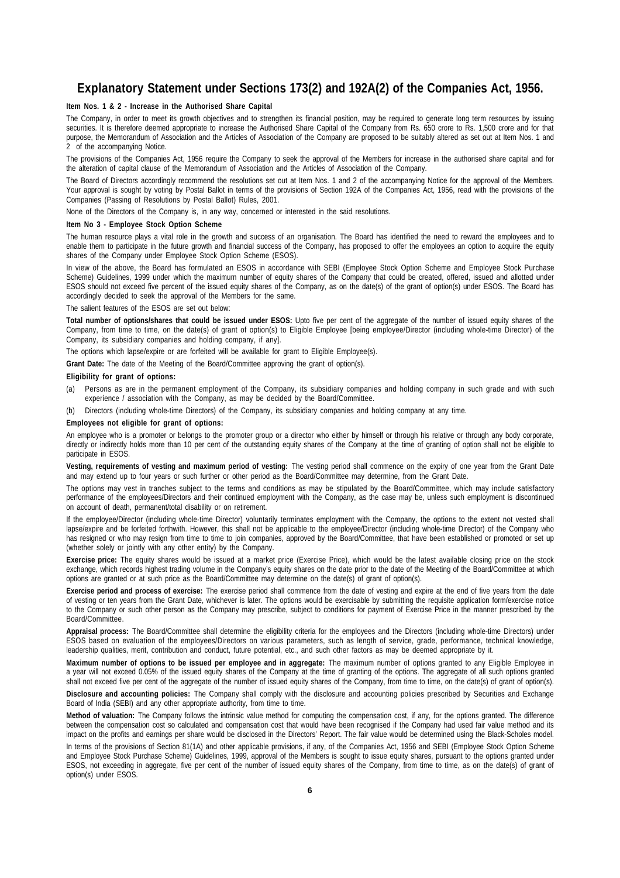# Explanatory Statement under Sections 173(2) and 192A(2) of the Companies Act, 1956.

**Item Nos. 1 & 2 - Increase in the Authorised Share Capital**

The Company, in order to meet its growth objectives and to strengthen its financial position, may be required to generate long term resources by issuing securities. It is therefore deemed appropriate to increase the Authorised Share Capital of the Company from Rs. 650 crore to Rs. 1,500 crore and for that purpose, the Memorandum of Association and the Articles of Association of the Company are proposed to be suitably altered as set out at Item Nos. 1 and 2 of the accompanying Notice.

The provisions of the Companies Act, 1956 require the Company to seek the approval of the Members for increase in the authorised share capital and for the alteration of capital clause of the Memorandum of Association and the Articles of Association of the Company.

The Board of Directors accordingly recommend the resolutions set out at Item Nos. 1 and 2 of the accompanying Notice for the approval of the Members. Your approval is sought by voting by Postal Ballot in terms of the provisions of Section 192A of the Companies Act, 1956, read with the provisions of the Companies (Passing of Resolutions by Postal Ballot) Rules, 2001.

None of the Directors of the Company is, in any way, concerned or interested in the said resolutions.

**Item No 3 - Employee Stock Option Scheme**

The human resource plays a vital role in the growth and success of an organisation. The Board has identified the need to reward the employees and to enable them to participate in the future growth and financial success of the Company, has proposed to offer the employees an option to acquire the equity shares of the Company under Employee Stock Option Scheme (ESOS).

In view of the above, the Board has formulated an ESOS in accordance with SEBI (Employee Stock Option Scheme and Employee Stock Purchase Scheme) Guidelines, 1999 under which the maximum number of equity shares of the Company that could be created, offered, issued and allotted under ESOS should not exceed five percent of the issued equity shares of the Company, as on the date(s) of the grant of option(s) under ESOS. The Board has accordingly decided to seek the approval of the Members for the same.

The salient features of the ESOS are set out below:

**Total number of options/shares that could be issued under ESOS:** Upto five per cent of the aggregate of the number of issued equity shares of the Company, from time to time, on the date(s) of grant of option(s) to Eligible Employee [being employee/Director (including whole-time Director) of the Company, its subsidiary companies and holding company, if any].

The options which lapse/expire or are forfeited will be available for grant to Eligible Employee(s).

**Grant Date:** The date of the Meeting of the Board/Committee approving the grant of option(s).

**Eligibility for grant of options:**

(a) Persons as are in the permanent employment of the Company, its subsidiary companies and holding company in such grade and with such experience / association with the Company, as may be decided by the Board/Committee.

(b) Directors (including whole-time Directors) of the Company, its subsidiary companies and holding company at any time.

**Employees not eligible for grant of options:**

An employee who is a promoter or belongs to the promoter group or a director who either by himself or through his relative or through any body corporate, directly or indirectly holds more than 10 per cent of the outstanding equity shares of the Company at the time of granting of option shall not be eligible to participate in ESOS.

**Vesting, requirements of vesting and maximum period of vesting:** The vesting period shall commence on the expiry of one year from the Grant Date and may extend up to four years or such further or other period as the Board/Committee may determine, from the Grant Date.

The options may vest in tranches subject to the terms and conditions as may be stipulated by the Board/Committee, which may include satisfactory performance of the employees/Directors and their continued employment with the Company, as the case may be, unless such employment is discontinued on account of death, permanent/total disability or on retirement.

If the employee/Director (including whole-time Director) voluntarily terminates employment with the Company, the options to the extent not vested shall lapse/expire and be forfeited forthwith. However, this shall not be applicable to the employee/Director (including whole-time Director) of the Company who has resigned or who may resign from time to time to join companies, approved by the Board/Committee, that have been established or promoted or set up (whether solely or jointly with any other entity) by the Company.

**Exercise price:** The equity shares would be issued at a market price (Exercise Price), which would be the latest available closing price on the stock exchange, which records highest trading volume in the Company's equity shares on the date prior to the date of the Meeting of the Board/Committee at which options are granted or at such price as the Board/Committee may determine on the date(s) of grant of option(s).

**Exercise period and process of exercise:** The exercise period shall commence from the date of vesting and expire at the end of five years from the date of vesting or ten years from the Grant Date, whichever is later. The options would be exercisable by submitting the requisite application form/exercise notice to the Company or such other person as the Company may prescribe, subject to conditions for payment of Exercise Price in the manner prescribed by the Board/Committee.

**Appraisal process:** The Board/Committee shall determine the eligibility criteria for the employees and the Directors (including whole-time Directors) under ESOS based on evaluation of the employees/Directors on various parameters, such as length of service, grade, performance, technical knowledge, leadership qualities, merit, contribution and conduct, future potential, etc., and such other factors as may be deemed appropriate by it.

**Maximum number of options to be issued per employee and in aggregate:** The maximum number of options granted to any Eligible Employee in a year will not exceed 0.05% of the issued equity shares of the Company at the time of granting of the options. The aggregate of all such options granted shall not exceed five per cent of the aggregate of the number of issued equity shares of the Company, from time to time, on the date(s) of grant of option(s).

**Disclosure and accounting policies:** The Company shall comply with the disclosure and accounting policies prescribed by Securities and Exchange Board of India (SEBI) and any other appropriate authority, from time to time.

**Method of valuation:** The Company follows the intrinsic value method for computing the compensation cost, if any, for the options granted. The difference between the compensation cost so calculated and compensation cost that would have been recognised if the Company had used fair value method and its impact on the profits and earnings per share would be disclosed in the Directors' Report. The fair value would be determined using the Black-Scholes model.

In terms of the provisions of Section 81(1A) and other applicable provisions, if any, of the Companies Act, 1956 and SEBI (Employee Stock Option Scheme and Employee Stock Purchase Scheme) Guidelines, 1999, approval of the Members is sought to issue equity shares, pursuant to the options granted under ESOS, not exceeding in aggregate, five per cent of the number of issued equity shares of the Company, from time to time, as on the date(s) of grant of option(s) under ESOS.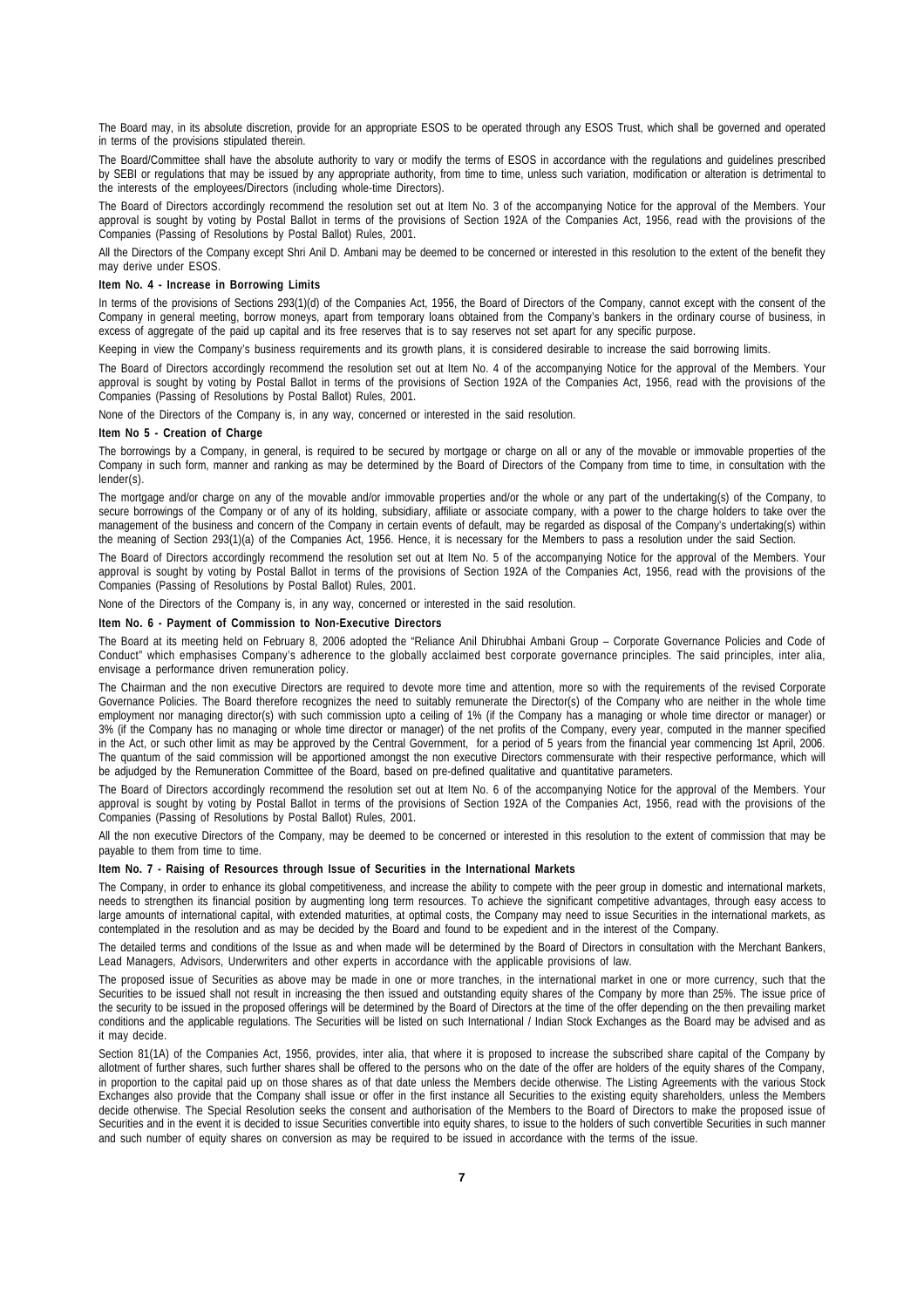The Board may, in its absolute discretion, provide for an appropriate ESOS to be operated through any ESOS Trust, which shall be governed and operated in terms of the provisions stipulated therein.

The Board/Committee shall have the absolute authority to vary or modify the terms of ESOS in accordance with the regulations and guidelines prescribed by SEBI or regulations that may be issued by any appropriate authority, from time to time, unless such variation, modification or alteration is detrimental to the interests of the employees/Directors (including whole-time Directors).

The Board of Directors accordingly recommend the resolution set out at Item No. 3 of the accompanying Notice for the approval of the Members. Your approval is sought by voting by Postal Ballot in terms of the provisions of Section 192A of the Companies Act, 1956, read with the provisions of the Companies (Passing of Resolutions by Postal Ballot) Rules, 2001.

All the Directors of the Company except Shri Anil D. Ambani may be deemed to be concerned or interested in this resolution to the extent of the benefit they may derive under ESOS.

**Item No. 4 - Increase in Borrowing Limits**

In terms of the provisions of Sections 293(1)(d) of the Companies Act, 1956, the Board of Directors of the Company, cannot except with the consent of the Company in general meeting, borrow moneys, apart from temporary loans obtained from the Company's bankers in the ordinary course of business, in excess of aggregate of the paid up capital and its free reserves that is to say reserves not set apart for any specific purpose.

Keeping in view the Company's business requirements and its growth plans, it is considered desirable to increase the said borrowing limits.

The Board of Directors accordingly recommend the resolution set out at Item No. 4 of the accompanying Notice for the approval of the Members. Your approval is sought by voting by Postal Ballot in terms of the provisions of Section 192A of the Companies Act, 1956, read with the provisions of the Companies (Passing of Resolutions by Postal Ballot) Rules, 2001.

None of the Directors of the Company is, in any way, concerned or interested in the said resolution.

**Item No 5 - Creation of Charge**

The borrowings by a Company, in general, is required to be secured by mortgage or charge on all or any of the movable or immovable properties of the Company in such form, manner and ranking as may be determined by the Board of Directors of the Company from time to time, in consultation with the lender(s).

The mortgage and/or charge on any of the movable and/or immovable properties and/or the whole or any part of the undertaking(s) of the Company, to secure borrowings of the Company or of any of its holding, subsidiary, affiliate or associate company, with a power to the charge holders to take over the management of the business and concern of the Company in certain events of default, may be regarded as disposal of the Company's undertaking(s) within the meaning of Section 293(1)(a) of the Companies Act, 1956. Hence, it is necessary for the Members to pass a resolution under the said Section.

The Board of Directors accordingly recommend the resolution set out at Item No. 5 of the accompanying Notice for the approval of the Members. Your approval is sought by voting by Postal Ballot in terms of the provisions of Section 192A of the Companies Act, 1956, read with the provisions of the Companies (Passing of Resolutions by Postal Ballot) Rules, 2001.

None of the Directors of the Company is, in any way, concerned or interested in the said resolution.

**Item No. 6 - Payment of Commission to Non-Executive Directors**

The Board at its meeting held on February 8, 2006 adopted the "Reliance Anil Dhirubhai Ambani Group – Corporate Governance Policies and Code of Conduct" which emphasises Company's adherence to the globally acclaimed best corporate governance principles. The said principles, inter alia, envisage a performance driven remuneration policy.

The Chairman and the non executive Directors are required to devote more time and attention, more so with the requirements of the revised Corporate Governance Policies. The Board therefore recognizes the need to suitably remunerate the Director(s) of the Company who are neither in the whole time employment nor managing director(s) with such commission upto a ceiling of 1% (if the Company has a managing or whole time director or manager) or 3% (if the Company has no managing or whole time director or manager) of the net profits of the Company, every year, computed in the manner specified in the Act, or such other limit as may be approved by the Central Government, for a period of 5 years from the financial year commencing 1st April, 2006. The quantum of the said commission will be apportioned amongst the non executive Directors commensurate with their respective performance, which will be adjudged by the Remuneration Committee of the Board, based on pre-defined qualitative and quantitative parameters.

The Board of Directors accordingly recommend the resolution set out at Item No. 6 of the accompanying Notice for the approval of the Members. Your approval is sought by voting by Postal Ballot in terms of the provisions of Section 192A of the Companies Act, 1956, read with the provisions of the Companies (Passing of Resolutions by Postal Ballot) Rules, 2001.

All the non executive Directors of the Company, may be deemed to be concerned or interested in this resolution to the extent of commission that may be payable to them from time to time.

**Item No. 7 - Raising of Resources through Issue of Securities in the International Markets**

The Company, in order to enhance its global competitiveness, and increase the ability to compete with the peer group in domestic and international markets, needs to strengthen its financial position by augmenting long term resources. To achieve the significant competitive advantages, through easy access to large amounts of international capital, with extended maturities, at optimal costs, the Company may need to issue Securities in the international markets, as contemplated in the resolution and as may be decided by the Board and found to be expedient and in the interest of the Company.

The detailed terms and conditions of the Issue as and when made will be determined by the Board of Directors in consultation with the Merchant Bankers, Lead Managers, Advisors, Underwriters and other experts in accordance with the applicable provisions of law.

The proposed issue of Securities as above may be made in one or more tranches, in the international market in one or more currency, such that the Securities to be issued shall not result in increasing the then issued and outstanding equity shares of the Company by more than 25%. The issue price of the security to be issued in the proposed offerings will be determined by the Board of Directors at the time of the offer depending on the then prevailing market conditions and the applicable regulations. The Securities will be listed on such International / Indian Stock Exchanges as the Board may be advised and as it may decide.

Section 81(1A) of the Companies Act, 1956, provides, inter alia, that where it is proposed to increase the subscribed share capital of the Company by allotment of further shares, such further shares shall be offered to the persons who on the date of the offer are holders of the equity shares of the Company, in proportion to the capital paid up on those shares as of that date unless the Members decide otherwise. The Listing Agreements with the various Stock Exchanges also provide that the Company shall issue or offer in the first instance all Securities to the existing equity shareholders, unless the Members decide otherwise. The Special Resolution seeks the consent and authorisation of the Members to the Board of Directors to make the proposed issue of Securities and in the event it is decided to issue Securities convertible into equity shares, to issue to the holders of such convertible Securities in such manner and such number of equity shares on conversion as may be required to be issued in accordance with the terms of the issue.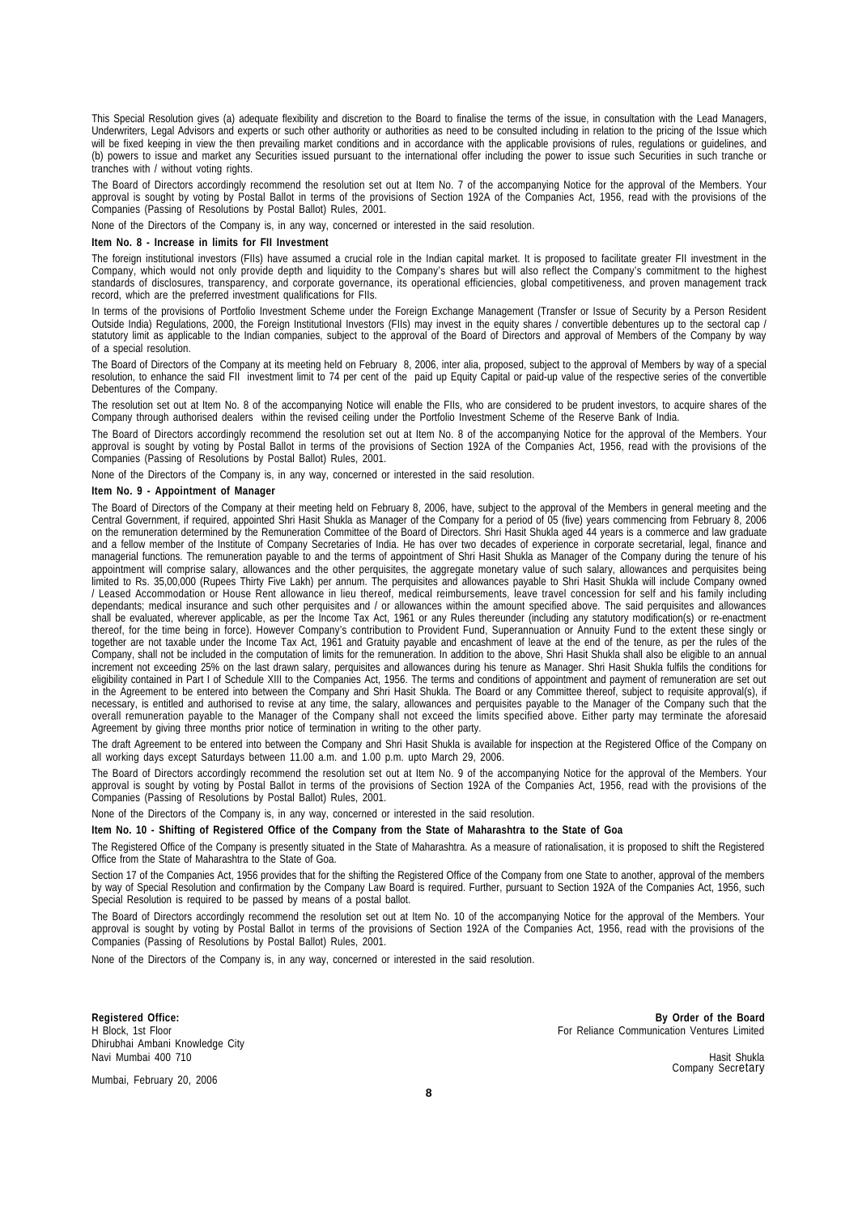This Special Resolution gives (a) adequate flexibility and discretion to the Board to finalise the terms of the issue, in consultation with the Lead Managers, Underwriters, Legal Advisors and experts or such other authority or authorities as need to be consulted including in relation to the pricing of the Issue which will be fixed keeping in view the then prevailing market conditions and in accordance with the applicable provisions of rules, regulations or guidelines, and (b) powers to issue and market any Securities issued pursuant to the international offer including the power to issue such Securities in such tranche or tranches with / without voting rights.

The Board of Directors accordingly recommend the resolution set out at Item No. 7 of the accompanying Notice for the approval of the Members. Your approval is sought by voting by Postal Ballot in terms of the provisions of Section 192A of the Companies Act, 1956, read with the provisions of the Companies (Passing of Resolutions by Postal Ballot) Rules, 2001.

None of the Directors of the Company is, in any way, concerned or interested in the said resolution.

**Item No. 8 - Increase in limits for FII Investment**

The foreign institutional investors (FIIs) have assumed a crucial role in the Indian capital market. It is proposed to facilitate greater FII investment in the Company, which would not only provide depth and liquidity to the Company's shares but will also reflect the Company's commitment to the highest standards of disclosures, transparency, and corporate governance, its operational efficiencies, global competitiveness, and proven management track record, which are the preferred investment qualifications for FIIs.

In terms of the provisions of Portfolio Investment Scheme under the Foreign Exchange Management (Transfer or Issue of Security by a Person Resident Outside India) Regulations, 2000, the Foreign Institutional Investors (FIIs) may invest in the equity shares / convertible debentures up to the sectoral cap / statutory limit as applicable to the Indian companies, subject to the approval of the Board of Directors and approval of Members of the Company by way of a special resolution.

The Board of Directors of the Company at its meeting held on February 8, 2006, inter alia, proposed, subject to the approval of Members by way of a special resolution, to enhance the said FII investment limit to 74 per cent of the paid up Equity Capital or paid-up value of the respective series of the convertible Debentures of the Company.

The resolution set out at Item No. 8 of the accompanying Notice will enable the FIIs, who are considered to be prudent investors, to acquire shares of the Company through authorised dealers within the revised ceiling under the Portfolio Investment Scheme of the Reserve Bank of India.

The Board of Directors accordingly recommend the resolution set out at Item No. 8 of the accompanying Notice for the approval of the Members. Your approval is sought by voting by Postal Ballot in terms of the provisions of Section 192A of the Companies Act, 1956, read with the provisions of the Companies (Passing of Resolutions by Postal Ballot) Rules, 2001.

None of the Directors of the Company is, in any way, concerned or interested in the said resolution.

**Item No. 9 - Appointment of Manager**

The Board of Directors of the Company at their meeting held on February 8, 2006, have, subject to the approval of the Members in general meeting and the Central Government, if required, appointed Shri Hasit Shukla as Manager of the Company for a period of 05 (five) years commencing from February 8, 2006 on the remuneration determined by the Remuneration Committee of the Board of Directors. Shri Hasit Shukla aged 44 years is a commerce and law graduate and a fellow member of the Institute of Company Secretaries of India. He has over two decades of experience in corporate secretarial, legal, finance and managerial functions. The remuneration payable to and the terms of appointment of Shri Hasit Shukla as Manager of the Company during the tenure of his appointment will comprise salary, allowances and the other perquisites, the aggregate monetary value of such salary, allowances and perquisites being limited to Rs. 35,00,000 (Rupees Thirty Five Lakh) per annum. The perquisites and allowances payable to Shri Hasit Shukla will include Company owned / Leased Accommodation or House Rent allowance in lieu thereof, medical reimbursements, leave travel concession for self and his family including dependants; medical insurance and such other perquisites and / or allowances within the amount specified above. The said perquisites and allowances shall be evaluated, wherever applicable, as per the Income Tax Act, 1961 or any Rules thereunder (including any statutory modification(s) or re-enactment thereof, for the time being in force). However Company's contribution to Provident Fund, Superannuation or Annuity Fund to the extent these singly or together are not taxable under the Income Tax Act, 1961 and Gratuity payable and encashment of leave at the end of the tenure, as per the rules of the Company, shall not be included in the computation of limits for the remuneration. In addition to the above, Shri Hasit Shukla shall also be eligible to an annual increment not exceeding 25% on the last drawn salary, perquisites and allowances during his tenure as Manager. Shri Hasit Shukla fulfils the conditions for eligibility contained in Part I of Schedule XIII to the Companies Act, 1956. The terms and conditions of appointment and payment of remuneration are set out in the Agreement to be entered into between the Company and Shri Hasit Shukla. The Board or any Committee thereof, subject to requisite approval(s), if necessary, is entitled and authorised to revise at any time, the salary, allowances and perquisites payable to the Manager of the Company such that the overall remuneration payable to the Manager of the Company shall not exceed the limits specified above. Either party may terminate the aforesaid Agreement by giving three months prior notice of termination in writing to the other party.

The draft Agreement to be entered into between the Company and Shri Hasit Shukla is available for inspection at the Registered Office of the Company on all working days except Saturdays between 11.00 a.m. and 1.00 p.m. upto March 29, 2006.

The Board of Directors accordingly recommend the resolution set out at Item No. 9 of the accompanying Notice for the approval of the Members. Your approval is sought by voting by Postal Ballot in terms of the provisions of Section 192A of the Companies Act, 1956, read with the provisions of the Companies (Passing of Resolutions by Postal Ballot) Rules, 2001.

None of the Directors of the Company is, in any way, concerned or interested in the said resolution.

**Item No. 10 - Shifting of Registered Office of the Company from the State of Maharashtra to the State of Goa**

The Registered Office of the Company is presently situated in the State of Maharashtra. As a measure of rationalisation, it is proposed to shift the Registered Office from the State of Maharashtra to the State of Goa.

Section 17 of the Companies Act, 1956 provides that for the shifting the Registered Office of the Company from one State to another, approval of the members by way of Special Resolution and confirmation by the Company Law Board is required. Further, pursuant to Section 192A of the Companies Act, 1956, such Special Resolution is required to be passed by means of a postal ballot.

The Board of Directors accordingly recommend the resolution set out at Item No. 10 of the accompanying Notice for the approval of the Members. Your approval is sought by voting by Postal Ballot in terms of the provisions of Section 192A of the Companies Act, 1956, read with the provisions of the Companies (Passing of Resolutions by Postal Ballot) Rules, 2001.

None of the Directors of the Company is, in any way, concerned or interested in the said resolution.

**Registered Office:**
H Block, 1st Floor
Dhirubhai Ambani Knowledge City
Navi Mumbai 400 710

Mumbai, February 20, 2006

**By Order of the Board**
For Reliance Communication Ventures Limited

Hasit Shukla
Company Secretary